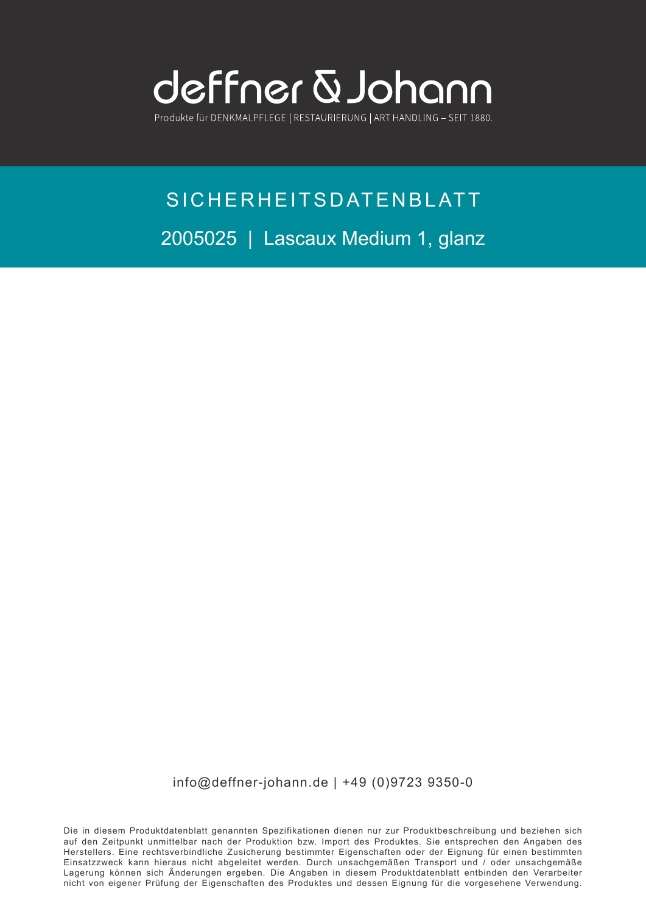# deffner & Johann

Produkte für DENKMALPFLEGE | RESTAURIERUNG | ART HANDLING – SEIT 1880.

## SICHERHEITSDATENBLATT

## 2005025 | Lascaux Medium 1, glanz

info@deffner-johann.de | +49 (0)9723 9350-0

Die in diesem Produktdatenblatt genannten Spezifikationen dienen nur zur Produktbeschreibung und beziehen sich auf den Zeitpunkt unmittelbar nach der Produktion bzw. Import des Produktes. Sie entsprechen den Angaben des Herstellers. Eine rechtsverbindliche Zusicherung bestimmter Eigenschaften oder der Eignung für einen bestimmten Einsatzzweck kann hieraus nicht abgeleitet werden. Durch unsachgemäßen Transport und / oder unsachgemäße Lagerung können sich Änderungen ergeben. Die Angaben in diesem Produktdatenblatt entbinden den Verarbeiter nicht von eigener Prüfung der Eigenschaften des Produktes und dessen Eignung für die vorgesehene Verwendung.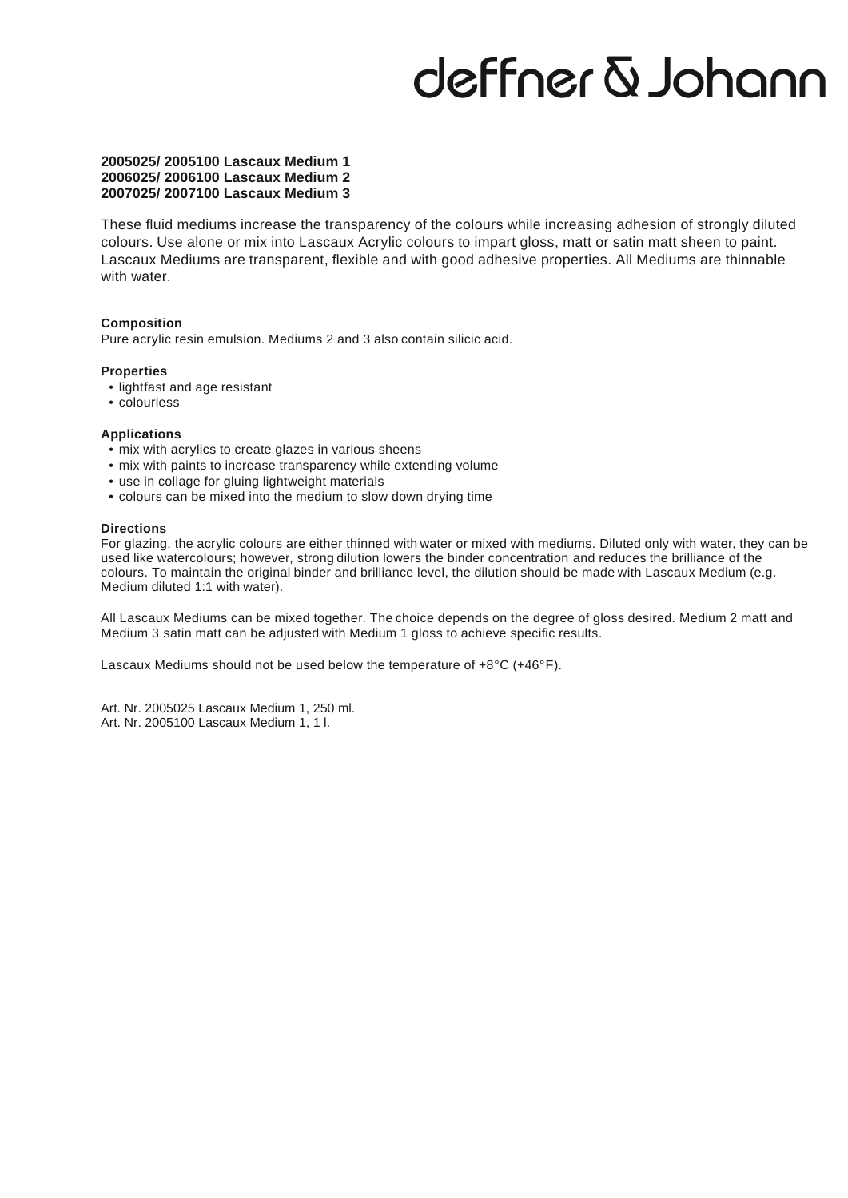deffner & Johann

**2005025/ 2005100 Lascaux Medium 1**
**2006025/ 2006100 Lascaux Medium 2**
**2007025/ 2007100 Lascaux Medium 3**

These fluid mediums increase the transparency of the colours while increasing adhesion of strongly diluted colours. Use alone or mix into Lascaux Acrylic colours to impart gloss, matt or satin matt sheen to paint. Lascaux Mediums are transparent, flexible and with good adhesive properties. All Mediums are thinnable with water.

**Composition**

Pure acrylic resin emulsion. Mediums 2 and 3 also contain silicic acid.

**Properties**

- lightfast and age resistant
- colourless

**Applications**

- mix with acrylics to create glazes in various sheens
- mix with paints to increase transparency while extending volume
- use in collage for gluing lightweight materials
- colours can be mixed into the medium to slow down drying time

**Directions**

For glazing, the acrylic colours are either thinned with water or mixed with mediums. Diluted only with water, they can be used like watercolours; however, strong dilution lowers the binder concentration and reduces the brilliance of the colours. To maintain the original binder and brilliance level, the dilution should be made with Lascaux Medium (e.g. Medium diluted 1:1 with water).

All Lascaux Mediums can be mixed together. The choice depends on the degree of gloss desired. Medium 2 matt and Medium 3 satin matt can be adjusted with Medium 1 gloss to achieve specific results.

Lascaux Mediums should not be used below the temperature of +8°C (+46°F).

Art. Nr. 2005025 Lascaux Medium 1, 250 ml.
Art. Nr. 2005100 Lascaux Medium 1, 1 l.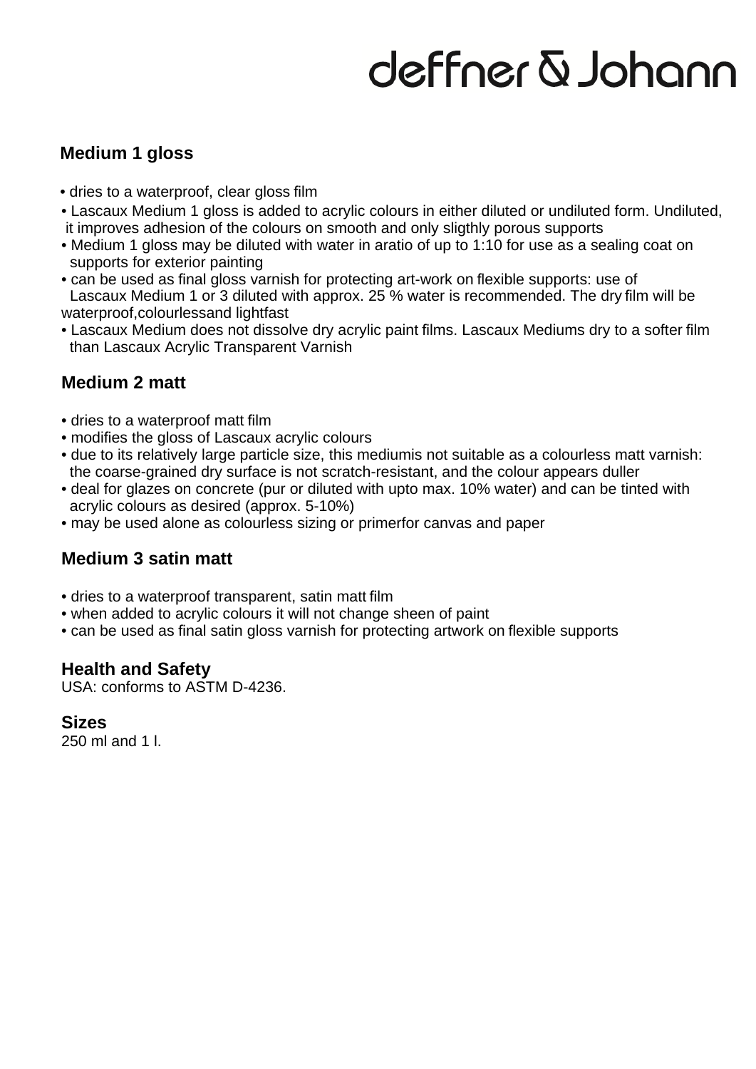deffner & Johann

## Medium 1 gloss

- dries to a waterproof, clear gloss film
- Lascaux Medium 1 gloss is added to acrylic colours in either diluted or undiluted form. Undiluted, it improves adhesion of the colours on smooth and only sligthly porous supports
- Medium 1 gloss may be diluted with water in aratio of up to 1:10 for use as a sealing coat on supports for exterior painting
- can be used as final gloss varnish for protecting art-work on flexible supports: use of Lascaux Medium 1 or 3 diluted with approx. 25 % water is recommended. The dry film will be waterproof,colourlessand lightfast
- Lascaux Medium does not dissolve dry acrylic paint films. Lascaux Mediums dry to a softer film than Lascaux Acrylic Transparent Varnish

## Medium 2 matt

- dries to a waterproof matt film
- modifies the gloss of Lascaux acrylic colours
- due to its relatively large particle size, this mediumis not suitable as a colourless matt varnish: the coarse-grained dry surface is not scratch-resistant, and the colour appears duller
- deal for glazes on concrete (pur or diluted with upto max. 10% water) and can be tinted with acrylic colours as desired (approx. 5-10%)
- may be used alone as colourless sizing or primerfor canvas and paper

## Medium 3 satin matt

- dries to a waterproof transparent, satin matt film
- when added to acrylic colours it will not change sheen of paint
- can be used as final satin gloss varnish for protecting artwork on flexible supports

## Health and Safety

USA: conforms to ASTM D-4236.

## Sizes

250 ml and 1 l.